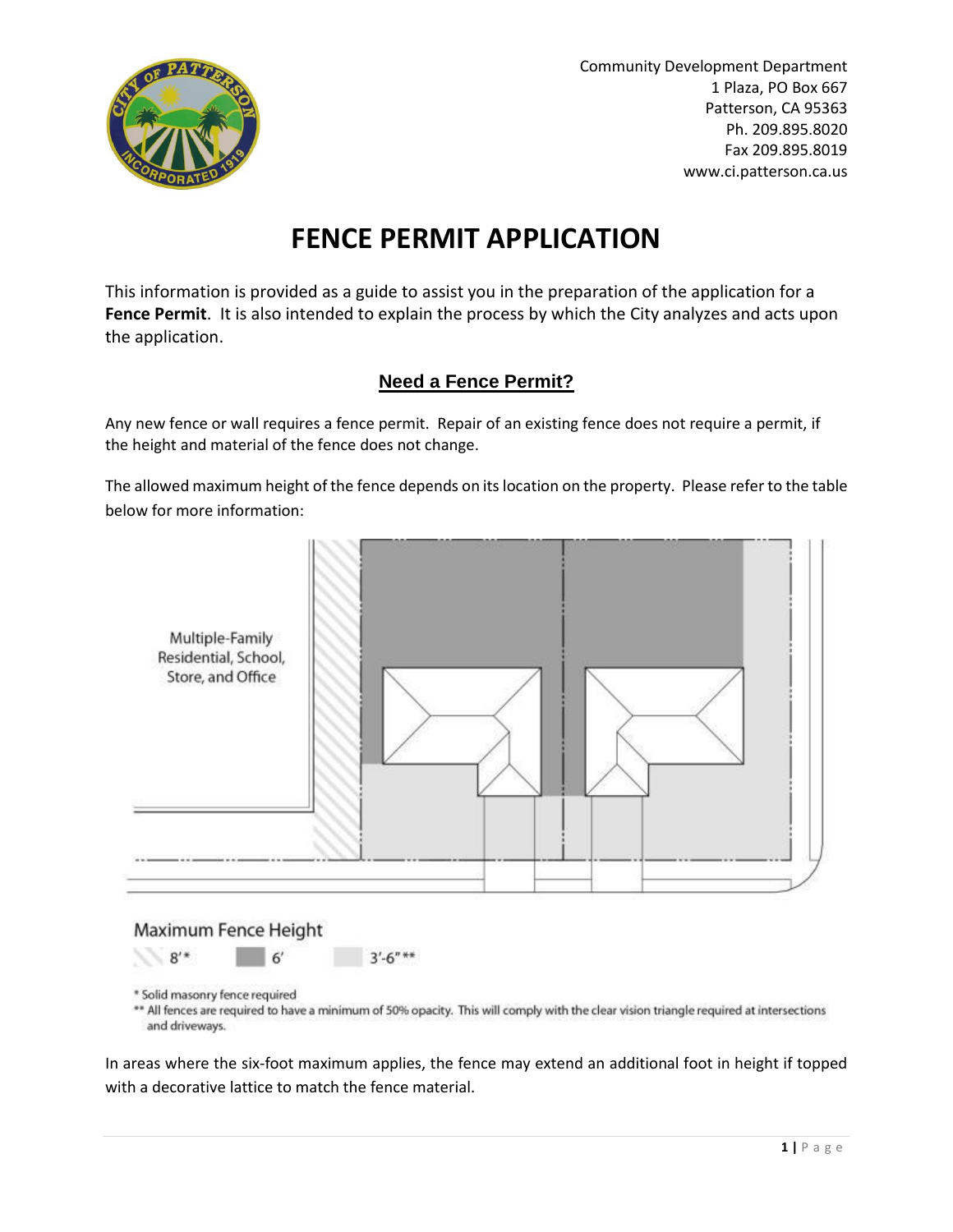Community Development Department
1 Plaza, PO Box 667
Patterson, CA 95363
Ph. 209.895.8020
Fax 209.895.8019
www.ci.patterson.ca.us

# FENCE PERMIT APPLICATION

This information is provided as a guide to assist you in the preparation of the application for a **Fence Permit**. It is also intended to explain the process by which the City analyzes and acts upon the application.

## Need a Fence Permit?

Any new fence or wall requires a fence permit. Repair of an existing fence does not require a permit, if the height and material of the fence does not change.

The allowed maximum height of the fence depends on its location on the property. Please refer to the table below for more information:

Multiple-Family Residential, School, Store, and Office

Maximum Fence Height

8'* 6' 3'-6"**

* Solid masonry fence required
** All fences are required to have a minimum of 50% opacity. This will comply with the clear vision triangle required at intersections and driveways.

In areas where the six-foot maximum applies, the fence may extend an additional foot in height if topped with a decorative lattice to match the fence material.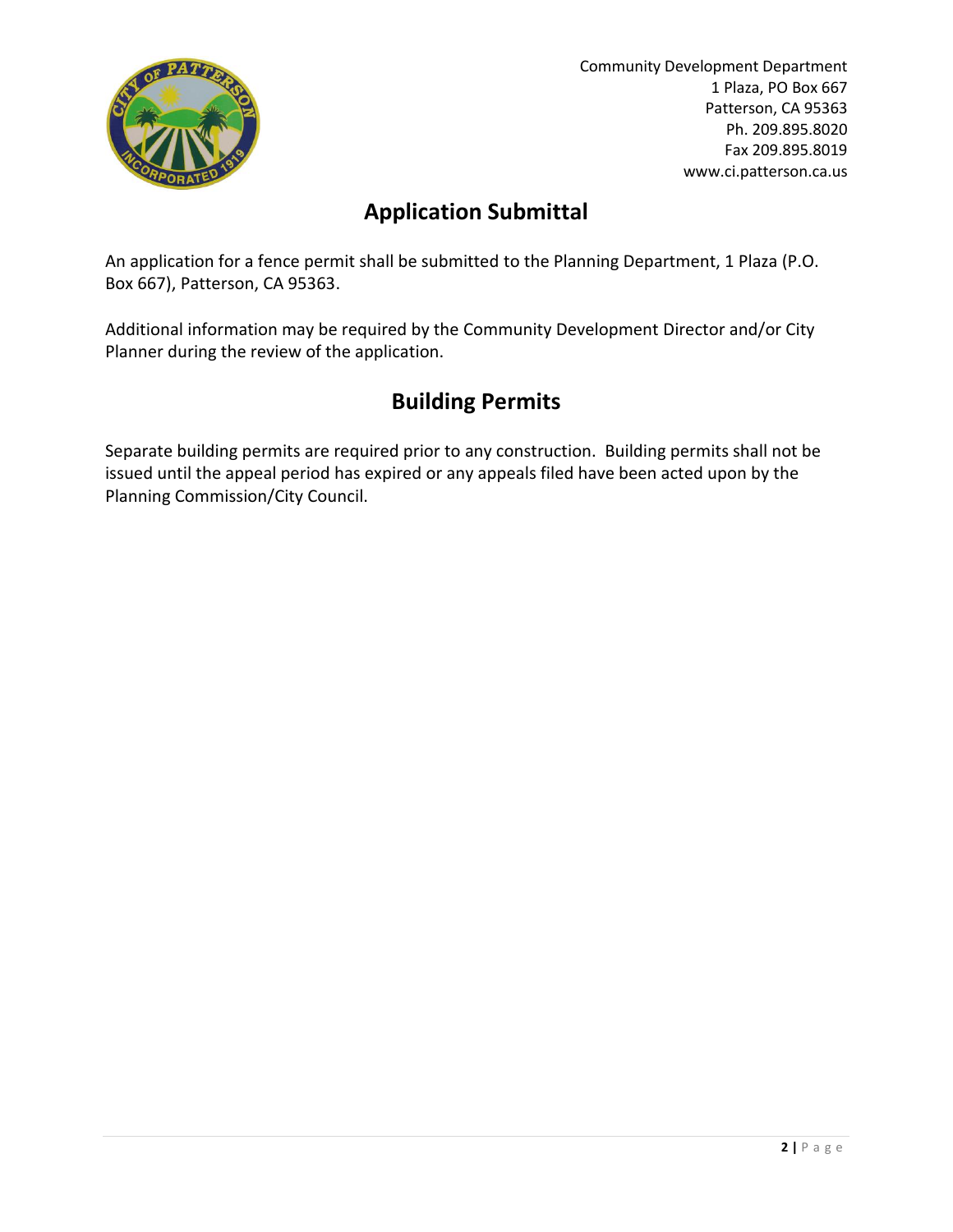## Application Submittal

An application for a fence permit shall be submitted to the Planning Department, 1 Plaza (P.O. Box 667), Patterson, CA 95363.

Additional information may be required by the Community Development Director and/or City Planner during the review of the application.

## Building Permits

Separate building permits are required prior to any construction. Building permits shall not be issued until the appeal period has expired or any appeals filed have been acted upon by the Planning Commission/City Council.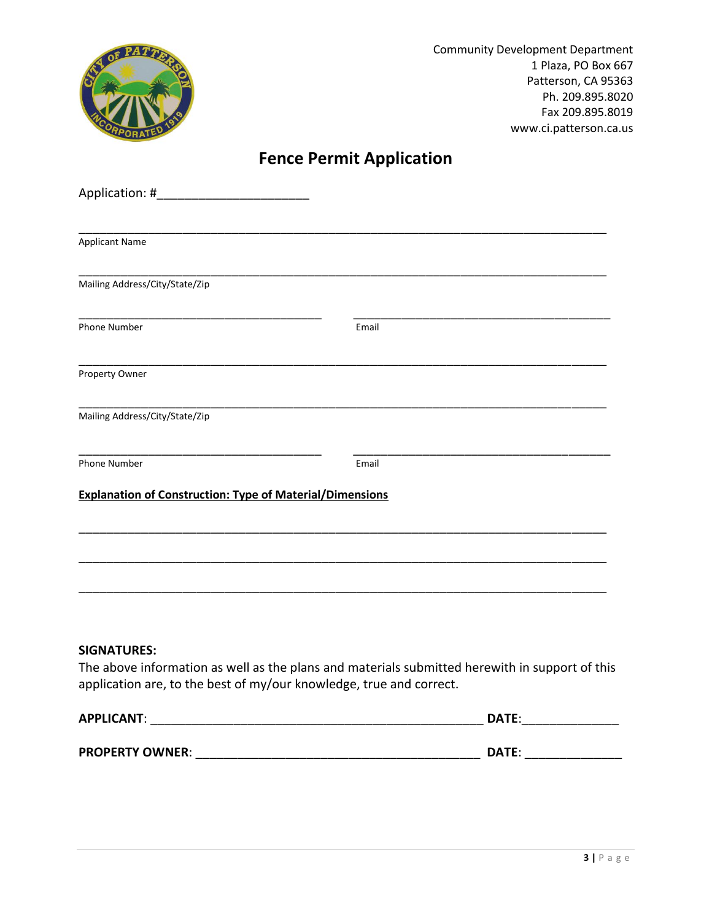Community Development Department
1 Plaza, PO Box 667
Patterson, CA 95363
Ph. 209.895.8020
Fax 209.895.8019
www.ci.patterson.ca.us

# Fence Permit Application

Application: #_____________________

_______________________________________________________________________________
Applicant Name

_______________________________________________________________________________
Mailing Address/City/State/Zip

____________________________________ ____________________________________
Phone Number Email

_______________________________________________________________________________
Property Owner

_______________________________________________________________________________
Mailing Address/City/State/Zip

____________________________________ ____________________________________
Phone Number Email

**Explanation of Construction: Type of Material/Dimensions**

_______________________________________________________________________________

_______________________________________________________________________________

_______________________________________________________________________________

**SIGNATURES:**

The above information as well as the plans and materials submitted herewith in support of this application are, to the best of my/our knowledge, true and correct.

**APPLICANT**: _____________________________________________ **DATE**:_____________

**PROPERTY OWNER**: ______________________________________ **DATE**: _____________